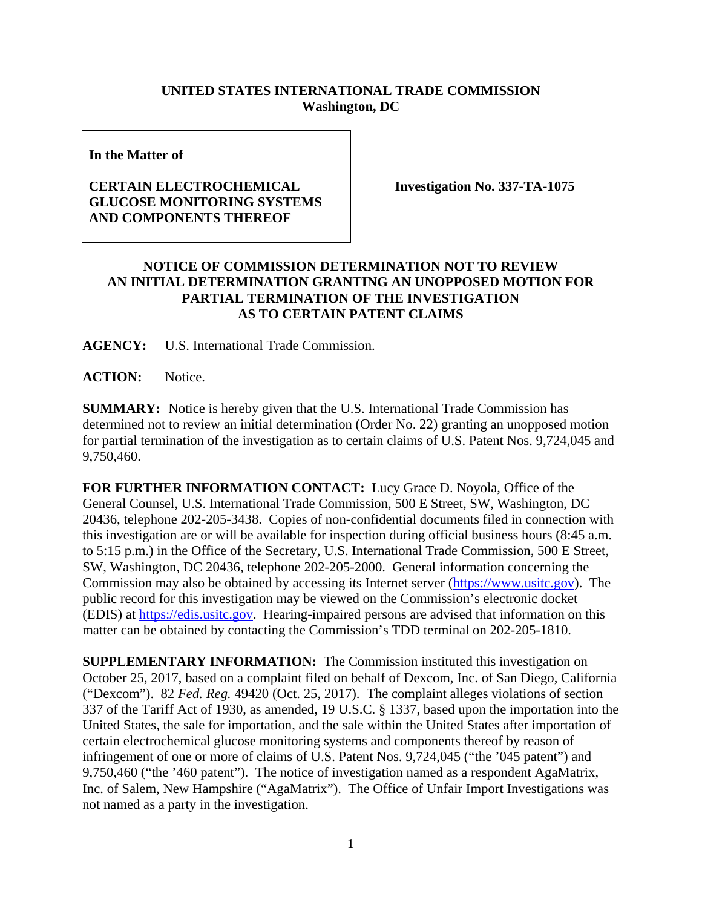**UNITED STATES INTERNATIONAL TRADE COMMISSION**
**Washington, DC**

| **In the Matter of**<br><br>**CERTAIN ELECTROCHEMICAL GLUCOSE MONITORING SYSTEMS AND COMPONENTS THEREOF** | **Investigation No. 337-TA-1075** |
|---|---|

## NOTICE OF COMMISSION DETERMINATION NOT TO REVIEW AN INITIAL DETERMINATION GRANTING AN UNOPPOSED MOTION FOR PARTIAL TERMINATION OF THE INVESTIGATION AS TO CERTAIN PATENT CLAIMS

**AGENCY:** U.S. International Trade Commission.

**ACTION:** Notice.

**SUMMARY:** Notice is hereby given that the U.S. International Trade Commission has determined not to review an initial determination (Order No. 22) granting an unopposed motion for partial termination of the investigation as to certain claims of U.S. Patent Nos. 9,724,045 and 9,750,460.

**FOR FURTHER INFORMATION CONTACT:** Lucy Grace D. Noyola, Office of the General Counsel, U.S. International Trade Commission, 500 E Street, SW, Washington, DC 20436, telephone 202-205-3438. Copies of non-confidential documents filed in connection with this investigation are or will be available for inspection during official business hours (8:45 a.m. to 5:15 p.m.) in the Office of the Secretary, U.S. International Trade Commission, 500 E Street, SW, Washington, DC 20436, telephone 202-205-2000. General information concerning the Commission may also be obtained by accessing its Internet server (https://www.usitc.gov). The public record for this investigation may be viewed on the Commission's electronic docket (EDIS) at https://edis.usitc.gov. Hearing-impaired persons are advised that information on this matter can be obtained by contacting the Commission's TDD terminal on 202-205-1810.

**SUPPLEMENTARY INFORMATION:** The Commission instituted this investigation on October 25, 2017, based on a complaint filed on behalf of Dexcom, Inc. of San Diego, California ("Dexcom"). 82 *Fed. Reg.* 49420 (Oct. 25, 2017). The complaint alleges violations of section 337 of the Tariff Act of 1930, as amended, 19 U.S.C. § 1337, based upon the importation into the United States, the sale for importation, and the sale within the United States after importation of certain electrochemical glucose monitoring systems and components thereof by reason of infringement of one or more of claims of U.S. Patent Nos. 9,724,045 ("the '045 patent") and 9,750,460 ("the '460 patent"). The notice of investigation named as a respondent AgaMatrix, Inc. of Salem, New Hampshire ("AgaMatrix"). The Office of Unfair Import Investigations was not named as a party in the investigation.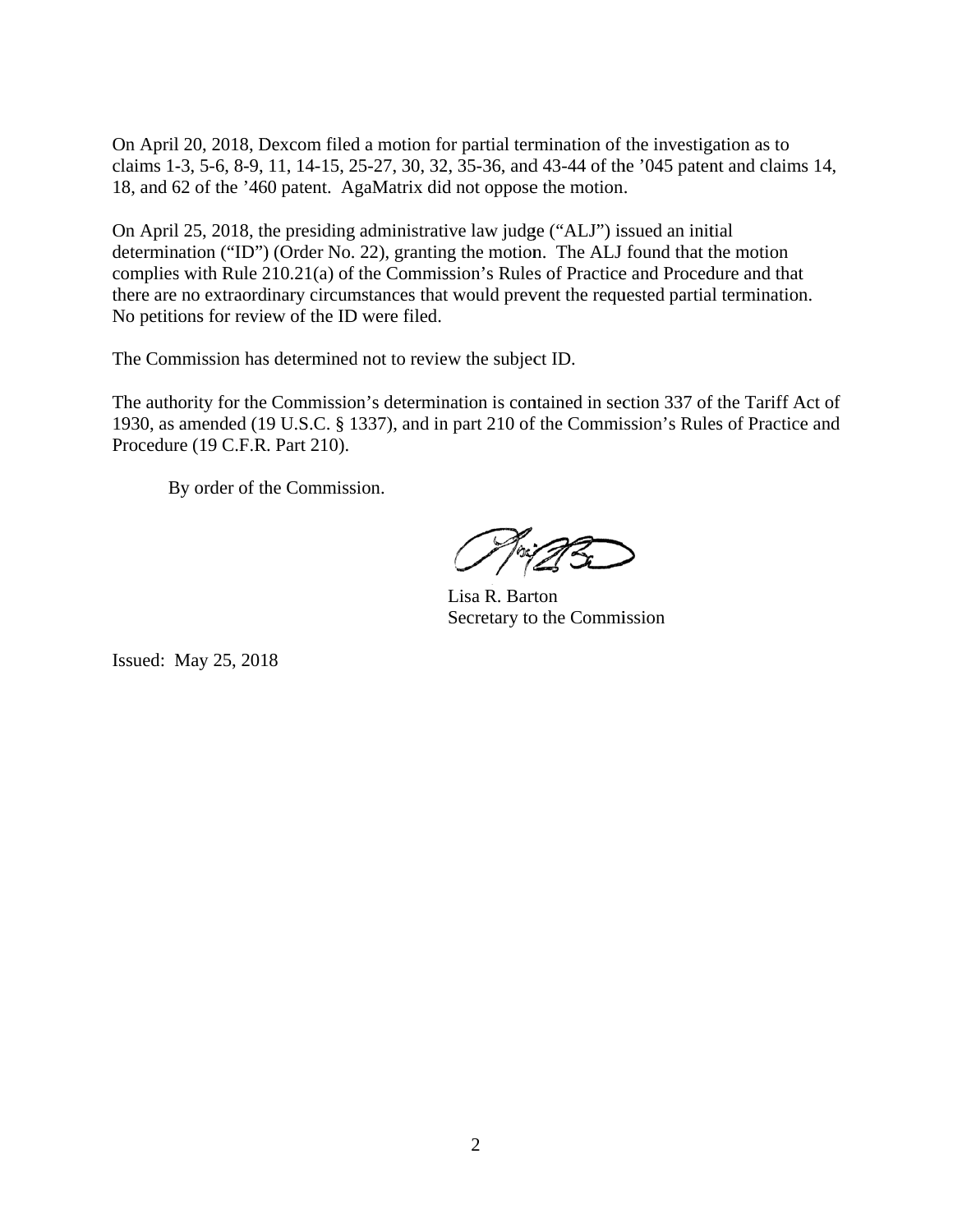On April 20, 2018, Dexcom filed a motion for partial termination of the investigation as to claims 1-3, 5-6, 8-9, 11, 14-15, 25-27, 30, 32, 35-36, and 43-44 of the ’045 patent and claims 14, 18, and 62 of the ’460 patent. AgaMatrix did not oppose the motion.

On April 25, 2018, the presiding administrative law judge (“ALJ”) issued an initial determination (“ID”) (Order No. 22), granting the motion. The ALJ found that the motion complies with Rule 210.21(a) of the Commission’s Rules of Practice and Procedure and that there are no extraordinary circumstances that would prevent the requested partial termination. No petitions for review of the ID were filed.

The Commission has determined not to review the subject ID.

The authority for the Commission’s determination is contained in section 337 of the Tariff Act of 1930, as amended (19 U.S.C. § 1337), and in part 210 of the Commission’s Rules of Practice and Procedure (19 C.F.R. Part 210).

By order of the Commission.

Lisa R. Barton
Secretary to the Commission

Issued: May 25, 2018